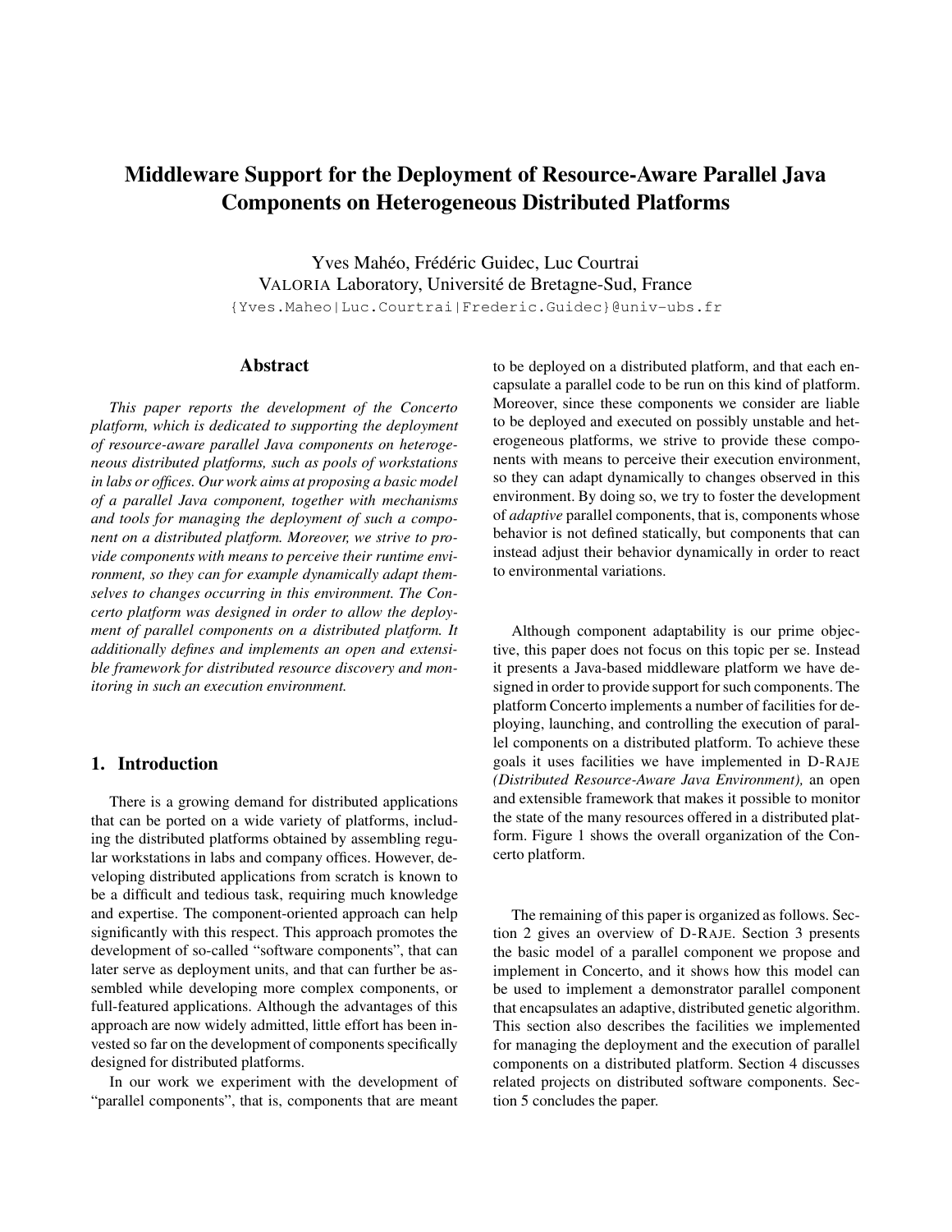# Middleware Support for the Deployment of Resource-Aware Parallel Java Components on Heterogeneous Distributed Platforms

Yves Mahéo, Frédéric Guidec, Luc Courtrai
VALORIA Laboratory, Université de Bretagne-Sud, France
{Yves.Maheo|Luc.Courtrai|Frederic.Guidec}@univ-ubs.fr

## Abstract

*This paper reports the development of the Concerto platform, which is dedicated to supporting the deployment of resource-aware parallel Java components on heterogeneous distributed platforms, such as pools of workstations in labs or offices. Our work aims at proposing a basic model of a parallel Java component, together with mechanisms and tools for managing the deployment of such a component on a distributed platform. Moreover, we strive to provide components with means to perceive their runtime environment, so they can for example dynamically adapt themselves to changes occurring in this environment. The Concerto platform was designed in order to allow the deployment of parallel components on a distributed platform. It additionally defines and implements an open and extensible framework for distributed resource discovery and monitoring in such an execution environment.*

## 1. Introduction

There is a growing demand for distributed applications that can be ported on a wide variety of platforms, including the distributed platforms obtained by assembling regular workstations in labs and company offices. However, developing distributed applications from scratch is known to be a difficult and tedious task, requiring much knowledge and expertise. The component-oriented approach can help significantly with this respect. This approach promotes the development of so-called "software components", that can later serve as deployment units, and that can further be assembled while developing more complex components, or full-featured applications. Although the advantages of this approach are now widely admitted, little effort has been invested so far on the development of components specifically designed for distributed platforms.

In our work we experiment with the development of "parallel components", that is, components that are meant to be deployed on a distributed platform, and that each encapsulate a parallel code to be run on this kind of platform. Moreover, since these components we consider are liable to be deployed and executed on possibly unstable and heterogeneous platforms, we strive to provide these components with means to perceive their execution environment, so they can adapt dynamically to changes observed in this environment. By doing so, we try to foster the development of *adaptive* parallel components, that is, components whose behavior is not defined statically, but components that can instead adjust their behavior dynamically in order to react to environmental variations.

Although component adaptability is our prime objective, this paper does not focus on this topic per se. Instead it presents a Java-based middleware platform we have designed in order to provide support for such components. The platform Concerto implements a number of facilities for deploying, launching, and controlling the execution of parallel components on a distributed platform. To achieve these goals it uses facilities we have implemented in D-RAJE *(Distributed Resource-Aware Java Environment),* an open and extensible framework that makes it possible to monitor the state of the many resources offered in a distributed platform. Figure 1 shows the overall organization of the Concerto platform.

The remaining of this paper is organized as follows. Section 2 gives an overview of D-RAJE. Section 3 presents the basic model of a parallel component we propose and implement in Concerto, and it shows how this model can be used to implement a demonstrator parallel component that encapsulates an adaptive, distributed genetic algorithm. This section also describes the facilities we implemented for managing the deployment and the execution of parallel components on a distributed platform. Section 4 discusses related projects on distributed software components. Section 5 concludes the paper.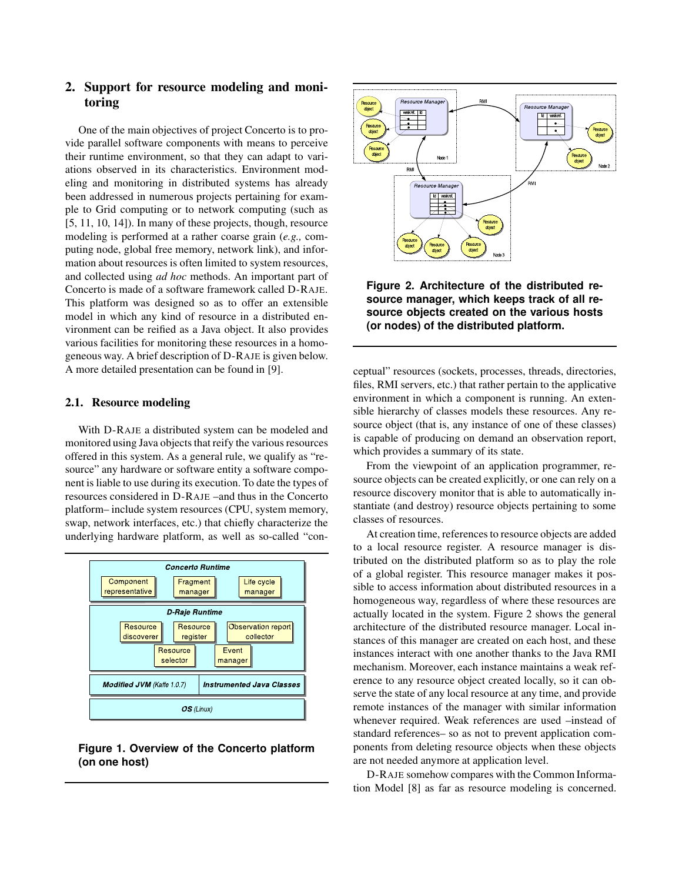## 2. Support for resource modeling and monitoring

One of the main objectives of project Concerto is to provide parallel software components with means to perceive their runtime environment, so that they can adapt to variations observed in its characteristics. Environment modeling and monitoring in distributed systems has already been addressed in numerous projects pertaining for example to Grid computing or to network computing (such as [5, 11, 10, 14]). In many of these projects, though, resource modeling is performed at a rather coarse grain (*e.g.,* computing node, global free memory, network link), and information about resources is often limited to system resources, and collected using *ad hoc* methods. An important part of Concerto is made of a software framework called D-RAJE. This platform was designed so as to offer an extensible model in which any kind of resource in a distributed environment can be reified as a Java object. It also provides various facilities for monitoring these resources in a homogeneous way. A brief description of D-RAJE is given below. A more detailed presentation can be found in [9].

### 2.1. Resource modeling

With D-RAJE a distributed system can be modeled and monitored using Java objects that reify the various resources offered in this system. As a general rule, we qualify as "resource" any hardware or software entity a software component is liable to use during its execution. To date the types of resources considered in D-RAJE –and thus in the Concerto platform– include system resources (CPU, system memory, swap, network interfaces, etc.) that chiefly characterize the underlying hardware platform, as well as so-called "conceptual" resources (sockets, processes, threads, directories, files, RMI servers, etc.) that rather pertain to the applicative environment in which a component is running. An extensible hierarchy of classes models these resources. Any resource object (that is, any instance of one of these classes) is capable of producing on demand an observation report, which provides a summary of its state.

**Figure 1. Overview of the Concerto platform (on one host)**

**Figure 2. Architecture of the distributed resource manager, which keeps track of all resource objects created on the various hosts (or nodes) of the distributed platform.**

From the viewpoint of an application programmer, resource objects can be created explicitly, or one can rely on a resource discovery monitor that is able to automatically instantiate (and destroy) resource objects pertaining to some classes of resources.

At creation time, references to resource objects are added to a local resource register. A resource manager is distributed on the distributed platform so as to play the role of a global register. This resource manager makes it possible to access information about distributed resources in a homogeneous way, regardless of where these resources are actually located in the system. Figure 2 shows the general architecture of the distributed resource manager. Local instances of this manager are created on each host, and these instances interact with one another thanks to the Java RMI mechanism. Moreover, each instance maintains a weak reference to any resource object created locally, so it can observe the state of any local resource at any time, and provide remote instances of the manager with similar information whenever required. Weak references are used –instead of standard references– so as not to prevent application components from deleting resource objects when these objects are not needed anymore at application level.

D-RAJE somehow compares with the Common Information Model [8] as far as resource modeling is concerned.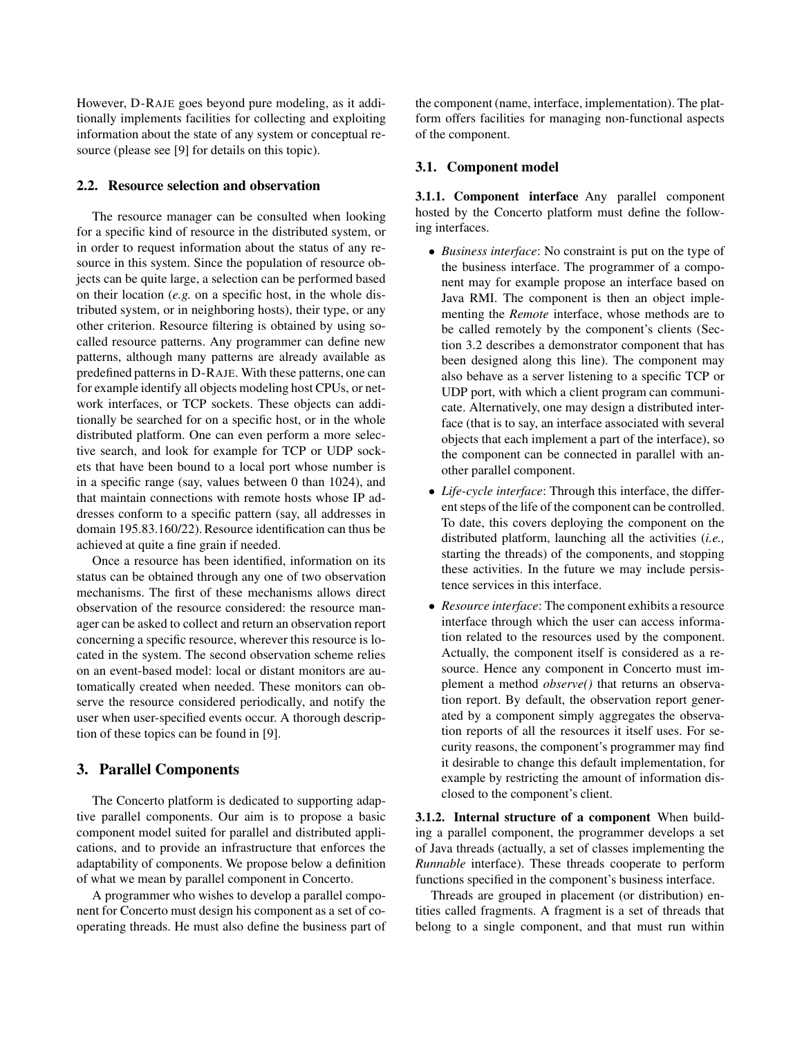However, D-RAJE goes beyond pure modeling, as it additionally implements facilities for collecting and exploiting information about the state of any system or conceptual resource (please see [9] for details on this topic).

### 2.2. Resource selection and observation

The resource manager can be consulted when looking for a specific kind of resource in the distributed system, or in order to request information about the status of any resource in this system. Since the population of resource objects can be quite large, a selection can be performed based on their location (*e.g.* on a specific host, in the whole distributed system, or in neighboring hosts), their type, or any other criterion. Resource filtering is obtained by using so-called resource patterns. Any programmer can define new patterns, although many patterns are already available as predefined patterns in D-RAJE. With these patterns, one can for example identify all objects modeling host CPUs, or network interfaces, or TCP sockets. These objects can additionally be searched for on a specific host, or in the whole distributed platform. One can even perform a more selective search, and look for example for TCP or UDP sockets that have been bound to a local port whose number is in a specific range (say, values between 0 than 1024), and that maintain connections with remote hosts whose IP addresses conform to a specific pattern (say, all addresses in domain 195.83.160/22). Resource identification can thus be achieved at quite a fine grain if needed.

Once a resource has been identified, information on its status can be obtained through any one of two observation mechanisms. The first of these mechanisms allows direct observation of the resource considered: the resource manager can be asked to collect and return an observation report concerning a specific resource, wherever this resource is located in the system. The second observation scheme relies on an event-based model: local or distant monitors are automatically created when needed. These monitors can observe the resource considered periodically, and notify the user when user-specified events occur. A thorough description of these topics can be found in [9].

## 3. Parallel Components

The Concerto platform is dedicated to supporting adaptive parallel components. Our aim is to propose a basic component model suited for parallel and distributed applications, and to provide an infrastructure that enforces the adaptability of components. We propose below a definition of what we mean by parallel component in Concerto.

A programmer who wishes to develop a parallel component for Concerto must design his component as a set of cooperating threads. He must also define the business part of the component (name, interface, implementation). The platform offers facilities for managing non-functional aspects of the component.

### 3.1. Component model

**3.1.1. Component interface** Any parallel component hosted by the Concerto platform must define the following interfaces.

- *Business interface*: No constraint is put on the type of the business interface. The programmer of a component may for example propose an interface based on Java RMI. The component is then an object implementing the *Remote* interface, whose methods are to be called remotely by the component's clients (Section 3.2 describes a demonstrator component that has been designed along this line). The component may also behave as a server listening to a specific TCP or UDP port, with which a client program can communicate. Alternatively, one may design a distributed interface (that is to say, an interface associated with several objects that each implement a part of the interface), so the component can be connected in parallel with another parallel component.
- *Life-cycle interface*: Through this interface, the different steps of the life of the component can be controlled. To date, this covers deploying the component on the distributed platform, launching all the activities (*i.e.,* starting the threads) of the components, and stopping these activities. In the future we may include persistence services in this interface.
- *Resource interface*: The component exhibits a resource interface through which the user can access information related to the resources used by the component. Actually, the component itself is considered as a resource. Hence any component in Concerto must implement a method *observe()* that returns an observation report. By default, the observation report generated by a component simply aggregates the observation reports of all the resources it itself uses. For security reasons, the component's programmer may find it desirable to change this default implementation, for example by restricting the amount of information disclosed to the component's client.

**3.1.2. Internal structure of a component** When building a parallel component, the programmer develops a set of Java threads (actually, a set of classes implementing the *Runnable* interface). These threads cooperate to perform functions specified in the component's business interface.

Threads are grouped in placement (or distribution) entities called fragments. A fragment is a set of threads that belong to a single component, and that must run within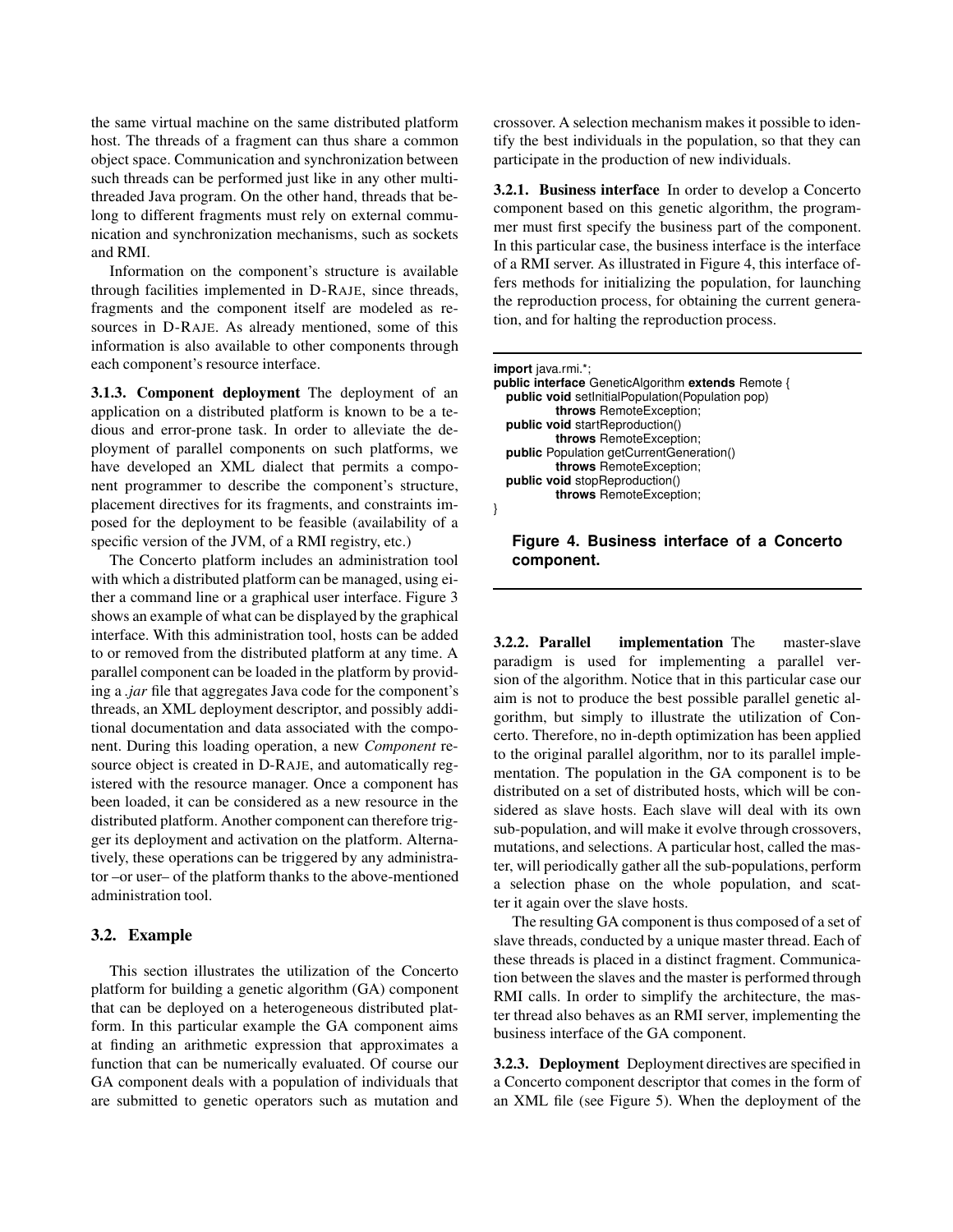the same virtual machine on the same distributed platform host. The threads of a fragment can thus share a common object space. Communication and synchronization between such threads can be performed just like in any other multithreaded Java program. On the other hand, threads that belong to different fragments must rely on external communication and synchronization mechanisms, such as sockets and RMI.

Information on the component's structure is available through facilities implemented in D-RAJE, since threads, fragments and the component itself are modeled as resources in D-RAJE. As already mentioned, some of this information is also available to other components through each component's resource interface.

**3.1.3. Component deployment** The deployment of an application on a distributed platform is known to be a tedious and error-prone task. In order to alleviate the deployment of parallel components on such platforms, we have developed an XML dialect that permits a component programmer to describe the component's structure, placement directives for its fragments, and constraints imposed for the deployment to be feasible (availability of a specific version of the JVM, of a RMI registry, etc.)

The Concerto platform includes an administration tool with which a distributed platform can be managed, using either a command line or a graphical user interface. Figure 3 shows an example of what can be displayed by the graphical interface. With this administration tool, hosts can be added to or removed from the distributed platform at any time. A parallel component can be loaded in the platform by providing a *.jar* file that aggregates Java code for the component's threads, an XML deployment descriptor, and possibly additional documentation and data associated with the component. During this loading operation, a new *Component* resource object is created in D-RAJE, and automatically registered with the resource manager. Once a component has been loaded, it can be considered as a new resource in the distributed platform. Another component can therefore trigger its deployment and activation on the platform. Alternatively, these operations can be triggered by any administrator –or user– of the platform thanks to the above-mentioned administration tool.

## 3.2. Example

This section illustrates the utilization of the Concerto platform for building a genetic algorithm (GA) component that can be deployed on a heterogeneous distributed platform. In this particular example the GA component aims at finding an arithmetic expression that approximates a function that can be numerically evaluated. Of course our GA component deals with a population of individuals that are submitted to genetic operators such as mutation and crossover. A selection mechanism makes it possible to identify the best individuals in the population, so that they can participate in the production of new individuals.

**3.2.1. Business interface** In order to develop a Concerto component based on this genetic algorithm, the programmer must first specify the business part of the component. In this particular case, the business interface is the interface of a RMI server. As illustrated in Figure 4, this interface offers methods for initializing the population, for launching the reproduction process, for obtaining the current generation, and for halting the reproduction process.

```
import java.rmi.*;
public interface GeneticAlgorithm extends Remote {
  public void setInitialPopulation(Population pop)
          throws RemoteException;
  public void startReproduction()
          throws RemoteException;
  public Population getCurrentGeneration()
          throws RemoteException;
  public void stopReproduction()
          throws RemoteException;
}
```

**Figure 4. Business interface of a Concerto component.**

**3.2.2. Parallel implementation** The master-slave paradigm is used for implementing a parallel version of the algorithm. Notice that in this particular case our aim is not to produce the best possible parallel genetic algorithm, but simply to illustrate the utilization of Concerto. Therefore, no in-depth optimization has been applied to the original parallel algorithm, nor to its parallel implementation. The population in the GA component is to be distributed on a set of distributed hosts, which will be considered as slave hosts. Each slave will deal with its own sub-population, and will make it evolve through crossovers, mutations, and selections. A particular host, called the master, will periodically gather all the sub-populations, perform a selection phase on the whole population, and scatter it again over the slave hosts.

The resulting GA component is thus composed of a set of slave threads, conducted by a unique master thread. Each of these threads is placed in a distinct fragment. Communication between the slaves and the master is performed through RMI calls. In order to simplify the architecture, the master thread also behaves as an RMI server, implementing the business interface of the GA component.

**3.2.3. Deployment** Deployment directives are specified in a Concerto component descriptor that comes in the form of an XML file (see Figure 5). When the deployment of the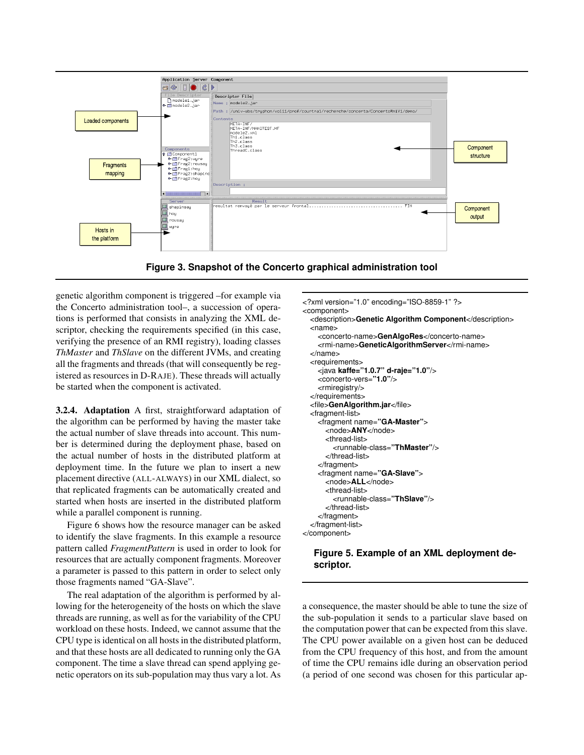Figure 3. Snapshot of the Concerto graphical administration tool

genetic algorithm component is triggered –for example via the Concerto administration tool–, a succession of operations is performed that consists in analyzing the XML descriptor, checking the requirements specified (in this case, verifying the presence of an RMI registry), loading classes *ThMaster* and *ThSlave* on the different JVMs, and creating all the fragments and threads (that will consequently be registered as resources in D-RAJE). These threads will actually be started when the component is activated.

**3.2.4. Adaptation** A first, straightforward adaptation of the algorithm can be performed by having the master take the actual number of slave threads into account. This number is determined during the deployment phase, based on the actual number of hosts in the distributed platform at deployment time. In the future we plan to insert a new placement directive (ALL-ALWAYS) in our XML dialect, so that replicated fragments can be automatically created and started when hosts are inserted in the distributed platform while a parallel component is running.

Figure 6 shows how the resource manager can be asked to identify the slave fragments. In this example a resource pattern called *FragmentPattern* is used in order to look for resources that are actually component fragments. Moreover a parameter is passed to this pattern in order to select only those fragments named “GA-Slave”.

The real adaptation of the algorithm is performed by allowing for the heterogeneity of the hosts on which the slave threads are running, as well as for the variability of the CPU workload on these hosts. Indeed, we cannot assume that the CPU type is identical on all hosts in the distributed platform, and that these hosts are all dedicated to running only the GA component. The time a slave thread can spend applying genetic operators on its sub-population may thus vary a lot. As

```
<?xml version="1.0" encoding="ISO-8859-1" ?>
<component>
  <description>Genetic Algorithm Component</description>
  <name>
    <concerto-name>GenAlgoRes</concerto-name>
    <rmi-name>GeneticAlgorithmServer</rmi-name>
  </name>
  <requirements>
    <java kaffe="1.0.7" d-raje="1.0"/>
    <concerto-vers="1.0"/>
    <rmiregistry/>
  </requirements>
  <file>GenAlgorithm.jar</file>
  <fragment-list>
    <fragment name="GA-Master">
      <node>ANY</node>
      <thread-list>
        <runnable-class="ThMaster"/>
      </thread-list>
    </fragment>
    <fragment name="GA-Slave">
      <node>ALL</node>
      <thread-list>
        <runnable-class="ThSlave"/>
      </thread-list>
    </fragment>
  </fragment-list>
</component>
```

**Figure 5. Example of an XML deployment descriptor.**

a consequence, the master should be able to tune the size of the sub-population it sends to a particular slave based on the computation power that can be expected from this slave. The CPU power available on a given host can be deduced from the CPU frequency of this host, and from the amount of time the CPU remains idle during an observation period (a period of one second was chosen for this particular ap-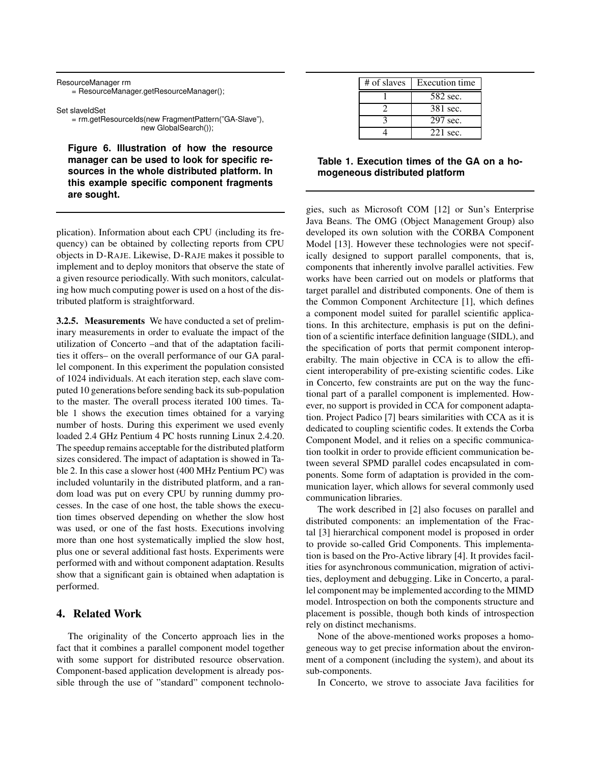```
ResourceManager rm
    = ResourceManager.getResourceManager();

Set slaveIdSet
    = rm.getResourceIds(new FragmentPattern("GA-Slave"),
                        new GlobalSearch());
```

**Figure 6. Illustration of how the resource manager can be used to look for specific resources in the whole distributed platform. In this example specific component fragments are sought.**

plication). Information about each CPU (including its frequency) can be obtained by collecting reports from CPU objects in D-RAJE. Likewise, D-RAJE makes it possible to implement and to deploy monitors that observe the state of a given resource periodically. With such monitors, calculating how much computing power is used on a host of the distributed platform is straightforward.

**3.2.5. Measurements** We have conducted a set of preliminary measurements in order to evaluate the impact of the utilization of Concerto –and that of the adaptation facilities it offers– on the overall performance of our GA parallel component. In this experiment the population consisted of 1024 individuals. At each iteration step, each slave computed 10 generations before sending back its sub-population to the master. The overall process iterated 100 times. Table 1 shows the execution times obtained for a varying number of hosts. During this experiment we used evenly loaded 2.4 GHz Pentium 4 PC hosts running Linux 2.4.20. The speedup remains acceptable for the distributed platform sizes considered. The impact of adaptation is showed in Table 2. In this case a slower host (400 MHz Pentium PC) was included voluntarily in the distributed platform, and a random load was put on every CPU by running dummy processes. In the case of one host, the table shows the execution times observed depending on whether the slow host was used, or one of the fast hosts. Executions involving more than one host systematically implied the slow host, plus one or several additional fast hosts. Experiments were performed with and without component adaptation. Results show that a significant gain is obtained when adaptation is performed.

| # of slaves | Execution time |
|---|---|
| 1 | 582 sec. |
| 2 | 381 sec. |
| 3 | 297 sec. |
| 4 | 221 sec. |

**Table 1. Execution times of the GA on a homogeneous distributed platform**

## 4. Related Work

The originality of the Concerto approach lies in the fact that it combines a parallel component model together with some support for distributed resource observation. Component-based application development is already possible through the use of "standard" component technologies, such as Microsoft COM [12] or Sun's Enterprise Java Beans. The OMG (Object Management Group) also developed its own solution with the CORBA Component Model [13]. However these technologies were not specifically designed to support parallel components, that is, components that inherently involve parallel activities. Few works have been carried out on models or platforms that target parallel and distributed components. One of them is the Common Component Architecture [1], which defines a component model suited for parallel scientific applications. In this architecture, emphasis is put on the definition of a scientific interface definition language (SIDL), and the specification of ports that permit component interoperabilty. The main objective in CCA is to allow the efficient interoperability of pre-existing scientific codes. Like in Concerto, few constraints are put on the way the functional part of a parallel component is implemented. However, no support is provided in CCA for component adaptation. Project Padico [7] bears similarities with CCA as it is dedicated to coupling scientific codes. It extends the Corba Component Model, and it relies on a specific communication toolkit in order to provide efficient communication between several SPMD parallel codes encapsulated in components. Some form of adaptation is provided in the communication layer, which allows for several commonly used communication libraries.

The work described in [2] also focuses on parallel and distributed components: an implementation of the Fractal [3] hierarchical component model is proposed in order to provide so-called Grid Components. This implementation is based on the Pro-Active library [4]. It provides facilities for asynchronous communication, migration of activities, deployment and debugging. Like in Concerto, a parallel component may be implemented according to the MIMD model. Introspection on both the components structure and placement is possible, though both kinds of introspection rely on distinct mechanisms.

None of the above-mentioned works proposes a homogeneous way to get precise information about the environment of a component (including the system), and about its sub-components.

In Concerto, we strove to associate Java facilities for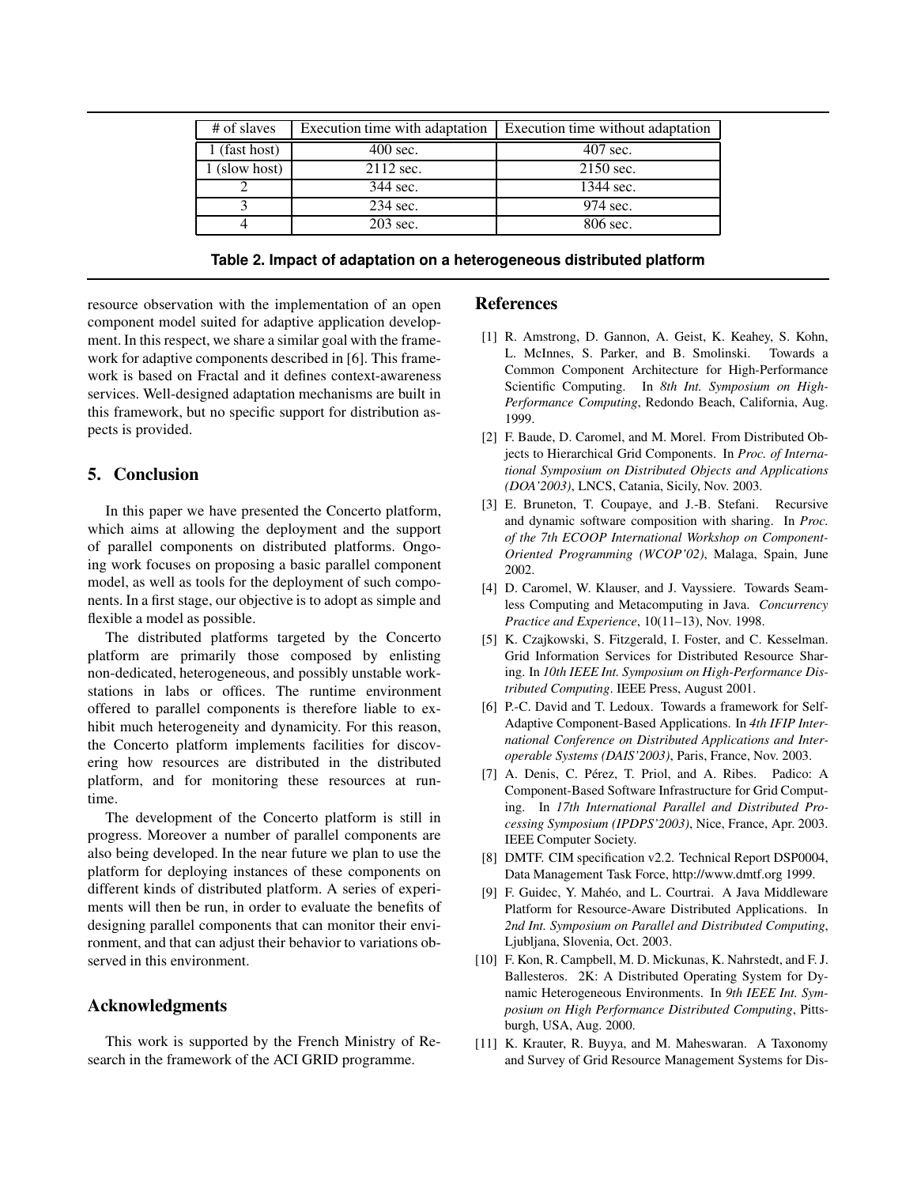| # of slaves | Execution time with adaptation | Execution time without adaptation |
| --- | --- | --- |
| 1 (fast host) | 400 sec. | 407 sec. |
| 1 (slow host) | 2112 sec. | 2150 sec. |
| 2 | 344 sec. | 1344 sec. |
| 3 | 234 sec. | 974 sec. |
| 4 | 203 sec. | 806 sec. |

**Table 2. Impact of adaptation on a heterogeneous distributed platform**

resource observation with the implementation of an open component model suited for adaptive application development. In this respect, we share a similar goal with the framework for adaptive components described in [6]. This framework is based on Fractal and it defines context-awareness services. Well-designed adaptation mechanisms are built in this framework, but no specific support for distribution aspects is provided.

## 5. Conclusion

In this paper we have presented the Concerto platform, which aims at allowing the deployment and the support of parallel components on distributed platforms. Ongoing work focuses on proposing a basic parallel component model, as well as tools for the deployment of such components. In a first stage, our objective is to adopt as simple and flexible a model as possible.

The distributed platforms targeted by the Concerto platform are primarily those composed by enlisting non-dedicated, heterogeneous, and possibly unstable workstations in labs or offices. The runtime environment offered to parallel components is therefore liable to exhibit much heterogeneity and dynamicity. For this reason, the Concerto platform implements facilities for discovering how resources are distributed in the distributed platform, and for monitoring these resources at runtime.

The development of the Concerto platform is still in progress. Moreover a number of parallel components are also being developed. In the near future we plan to use the platform for deploying instances of these components on different kinds of distributed platform. A series of experiments will then be run, in order to evaluate the benefits of designing parallel components that can monitor their environment, and that can adjust their behavior to variations observed in this environment.

## Acknowledgments

This work is supported by the French Ministry of Research in the framework of the ACI GRID programme.

## References

[1] R. Amstrong, D. Gannon, A. Geist, K. Keahey, S. Kohn, L. McInnes, S. Parker, and B. Smolinski. Towards a Common Component Architecture for High-Performance Scientific Computing. In *8th Int. Symposium on High-Performance Computing*, Redondo Beach, California, Aug. 1999.

[2] F. Baude, D. Caromel, and M. Morel. From Distributed Objects to Hierarchical Grid Components. In *Proc. of International Symposium on Distributed Objects and Applications (DOA'2003)*, LNCS, Catania, Sicily, Nov. 2003.

[3] E. Bruneton, T. Coupaye, and J.-B. Stefani. Recursive and dynamic software composition with sharing. In *Proc. of the 7th ECOOP International Workshop on Component-Oriented Programming (WCOP'02)*, Malaga, Spain, June 2002.

[4] D. Caromel, W. Klauser, and J. Vayssiere. Towards Seamless Computing and Metacomputing in Java. *Concurrency Practice and Experience*, 10(11–13), Nov. 1998.

[5] K. Czajkowski, S. Fitzgerald, I. Foster, and C. Kesselman. Grid Information Services for Distributed Resource Sharing. In *10th IEEE Int. Symposium on High-Performance Distributed Computing*. IEEE Press, August 2001.

[6] P.-C. David and T. Ledoux. Towards a framework for Self-Adaptive Component-Based Applications. In *4th IFIP International Conference on Distributed Applications and Interoperable Systems (DAIS'2003)*, Paris, France, Nov. 2003.

[7] A. Denis, C. Pérez, T. Priol, and A. Ribes. Padico: A Component-Based Software Infrastructure for Grid Computing. In *17th International Parallel and Distributed Processing Symposium (IPDPS'2003)*, Nice, France, Apr. 2003. IEEE Computer Society.

[8] DMTF. CIM specification v2.2. Technical Report DSP0004, Data Management Task Force, http://www.dmtf.org 1999.

[9] F. Guidec, Y. Mahéo, and L. Courtrai. A Java Middleware Platform for Resource-Aware Distributed Applications. In *2nd Int. Symposium on Parallel and Distributed Computing*, Ljubljana, Slovenia, Oct. 2003.

[10] F. Kon, R. Campbell, M. D. Mickunas, K. Nahrstedt, and F. J. Ballesteros. 2K: A Distributed Operating System for Dynamic Heterogeneous Environments. In *9th IEEE Int. Symposium on High Performance Distributed Computing*, Pittsburgh, USA, Aug. 2000.

[11] K. Krauter, R. Buyya, and M. Maheswaran. A Taxonomy and Survey of Grid Resource Management Systems for Dis-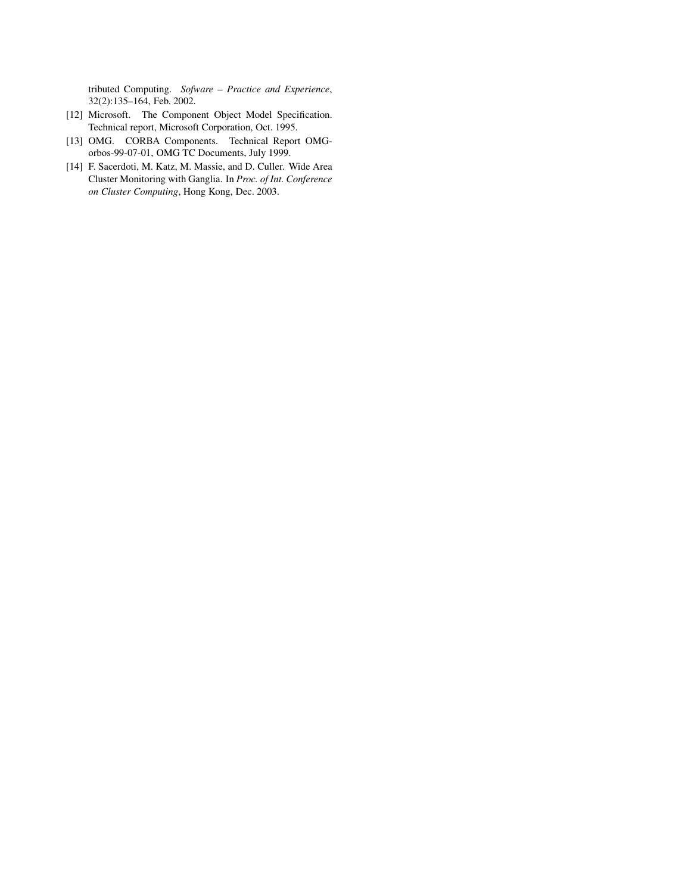tributed Computing. *Sofware – Practice and Experience*, 32(2):135–164, Feb. 2002.

[12] Microsoft. The Component Object Model Specification. Technical report, Microsoft Corporation, Oct. 1995.

[13] OMG. CORBA Components. Technical Report OMG-orbos-99-07-01, OMG TC Documents, July 1999.

[14] F. Sacerdoti, M. Katz, M. Massie, and D. Culler. Wide Area Cluster Monitoring with Ganglia. In *Proc. of Int. Conference on Cluster Computing*, Hong Kong, Dec. 2003.